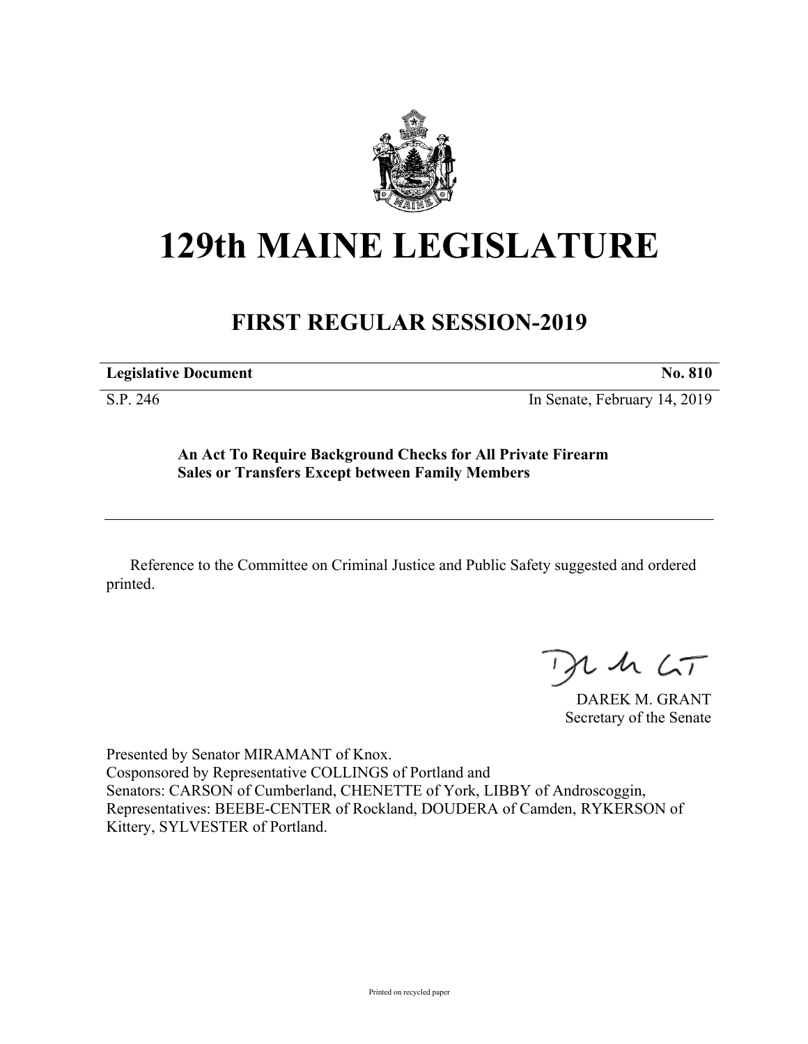# 129th MAINE LEGISLATURE

## FIRST REGULAR SESSION-2019

| **Legislative Document** | **No. 810** |
| --- | --- |
| S.P. 246 | In Senate, February 14, 2019 |

**An Act To Require Background Checks for All Private Firearm Sales or Transfers Except between Family Members**

Reference to the Committee on Criminal Justice and Public Safety suggested and ordered printed.

DAREK M. GRANT
Secretary of the Senate

Presented by Senator MIRAMANT of Knox.
Cosponsored by Representative COLLINGS of Portland and
Senators: CARSON of Cumberland, CHENETTE of York, LIBBY of Androscoggin, Representatives: BEEBE-CENTER of Rockland, DOUDERA of Camden, RYKERSON of Kittery, SYLVESTER of Portland.

Printed on recycled paper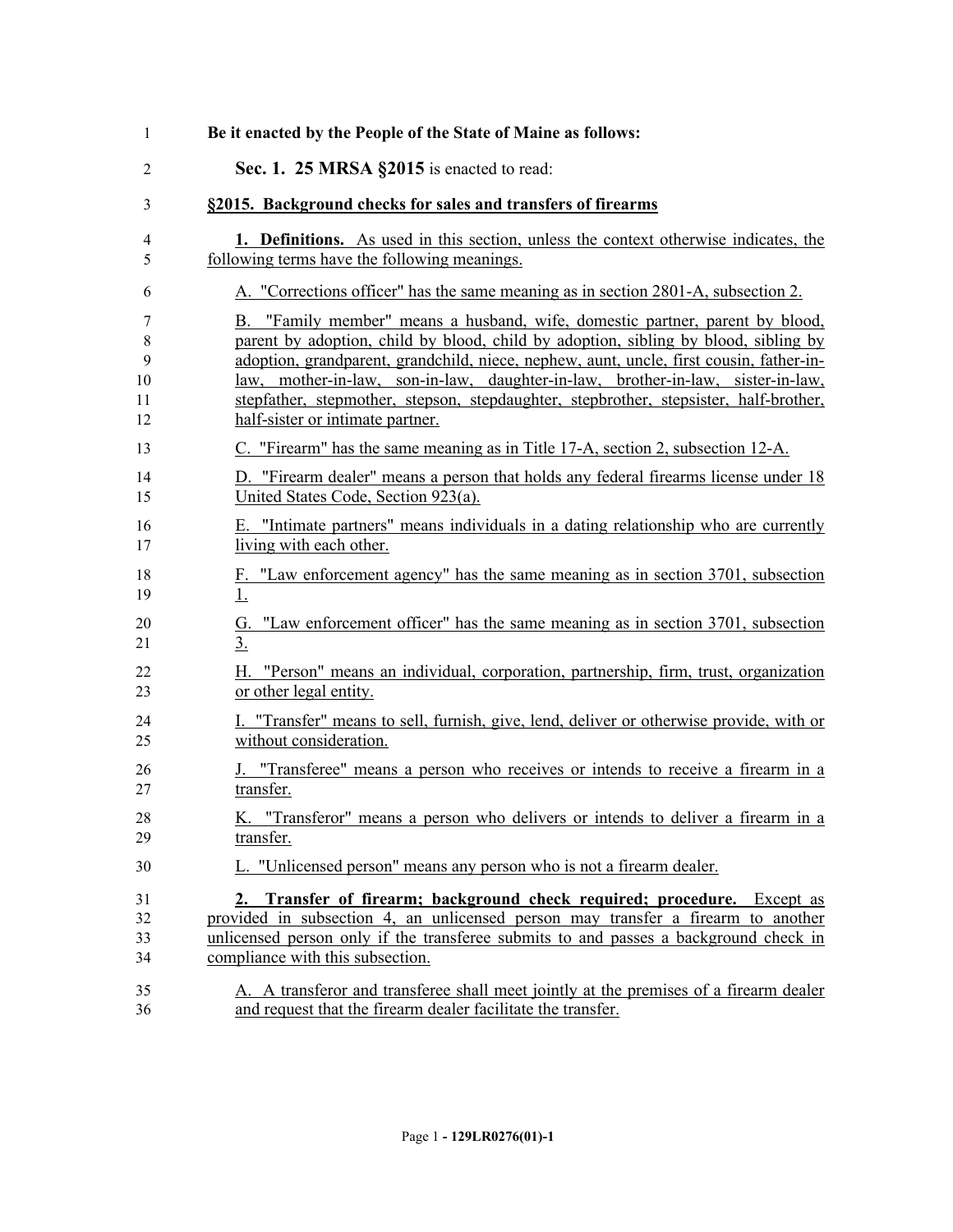**Be it enacted by the People of the State of Maine as follows:**

**Sec. 1. 25 MRSA §2015** is enacted to read:

**§2015. Background checks for sales and transfers of firearms**

**1. Definitions.** As used in this section, unless the context otherwise indicates, the following terms have the following meanings.

A. "Corrections officer" has the same meaning as in section 2801-A, subsection 2.

B. "Family member" means a husband, wife, domestic partner, parent by blood, parent by adoption, child by blood, child by adoption, sibling by blood, sibling by adoption, grandparent, grandchild, niece, nephew, aunt, uncle, first cousin, father-in-law, mother-in-law, son-in-law, daughter-in-law, brother-in-law, sister-in-law, stepfather, stepmother, stepson, stepdaughter, stepbrother, stepsister, half-brother, half-sister or intimate partner.

C. "Firearm" has the same meaning as in Title 17-A, section 2, subsection 12-A.

D. "Firearm dealer" means a person that holds any federal firearms license under 18 United States Code, Section 923(a).

E. "Intimate partners" means individuals in a dating relationship who are currently living with each other.

F. "Law enforcement agency" has the same meaning as in section 3701, subsection 1.

G. "Law enforcement officer" has the same meaning as in section 3701, subsection 3.

H. "Person" means an individual, corporation, partnership, firm, trust, organization or other legal entity.

I. "Transfer" means to sell, furnish, give, lend, deliver or otherwise provide, with or without consideration.

J. "Transferee" means a person who receives or intends to receive a firearm in a transfer.

K. "Transferor" means a person who delivers or intends to deliver a firearm in a transfer.

L. "Unlicensed person" means any person who is not a firearm dealer.

**2. Transfer of firearm; background check required; procedure.** Except as provided in subsection 4, an unlicensed person may transfer a firearm to another unlicensed person only if the transferee submits to and passes a background check in compliance with this subsection.

A. A transferor and transferee shall meet jointly at the premises of a firearm dealer and request that the firearm dealer facilitate the transfer.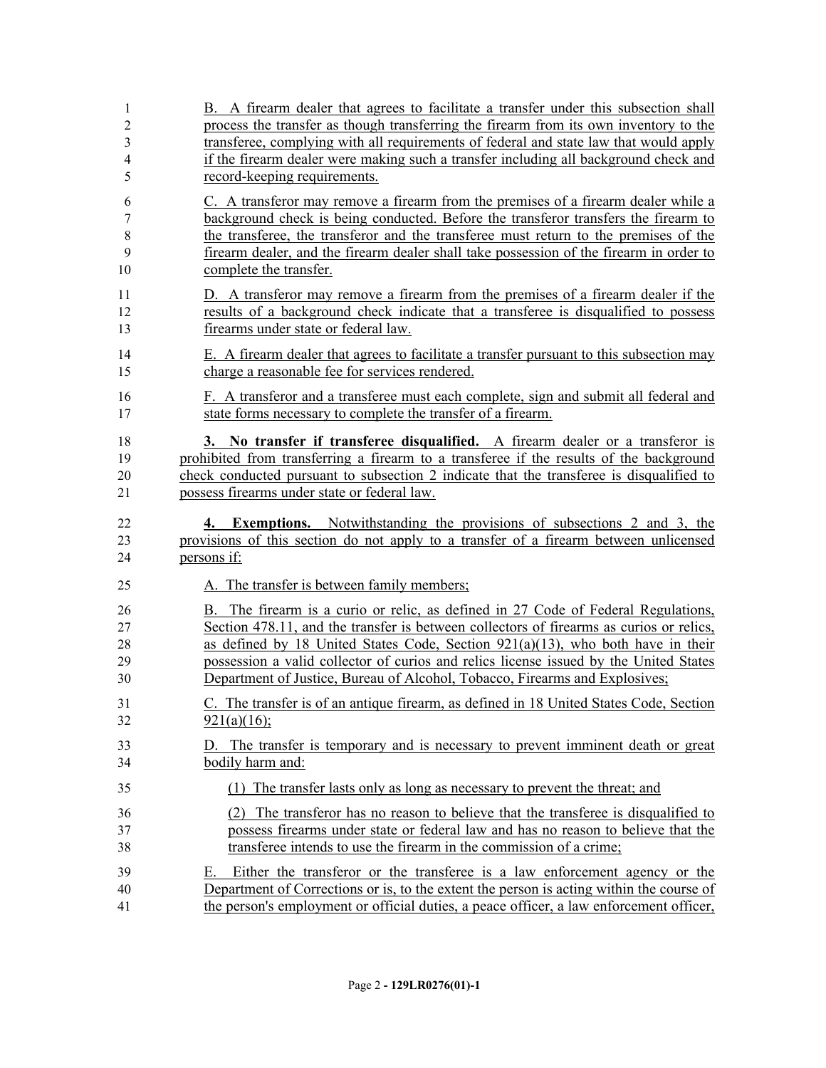B. A firearm dealer that agrees to facilitate a transfer under this subsection shall process the transfer as though transferring the firearm from its own inventory to the transferee, complying with all requirements of federal and state law that would apply if the firearm dealer were making such a transfer including all background check and record-keeping requirements.

C. A transferor may remove a firearm from the premises of a firearm dealer while a background check is being conducted. Before the transferor transfers the firearm to the transferee, the transferor and the transferee must return to the premises of the firearm dealer, and the firearm dealer shall take possession of the firearm in order to complete the transfer.

D. A transferor may remove a firearm from the premises of a firearm dealer if the results of a background check indicate that a transferee is disqualified to possess firearms under state or federal law.

E. A firearm dealer that agrees to facilitate a transfer pursuant to this subsection may charge a reasonable fee for services rendered.

F. A transferor and a transferee must each complete, sign and submit all federal and state forms necessary to complete the transfer of a firearm.

**3. No transfer if transferee disqualified.** A firearm dealer or a transferor is prohibited from transferring a firearm to a transferee if the results of the background check conducted pursuant to subsection 2 indicate that the transferee is disqualified to possess firearms under state or federal law.

**4. Exemptions.** Notwithstanding the provisions of subsections 2 and 3, the provisions of this section do not apply to a transfer of a firearm between unlicensed persons if:

A. The transfer is between family members;

B. The firearm is a curio or relic, as defined in 27 Code of Federal Regulations, Section 478.11, and the transfer is between collectors of firearms as curios or relics, as defined by 18 United States Code, Section 921(a)(13), who both have in their possession a valid collector of curios and relics license issued by the United States Department of Justice, Bureau of Alcohol, Tobacco, Firearms and Explosives;

C. The transfer is of an antique firearm, as defined in 18 United States Code, Section 921(a)(16);

D. The transfer is temporary and is necessary to prevent imminent death or great bodily harm and:

(1) The transfer lasts only as long as necessary to prevent the threat; and

(2) The transferor has no reason to believe that the transferee is disqualified to possess firearms under state or federal law and has no reason to believe that the transferee intends to use the firearm in the commission of a crime;

E. Either the transferor or the transferee is a law enforcement agency or the Department of Corrections or is, to the extent the person is acting within the course of the person's employment or official duties, a peace officer, a law enforcement officer,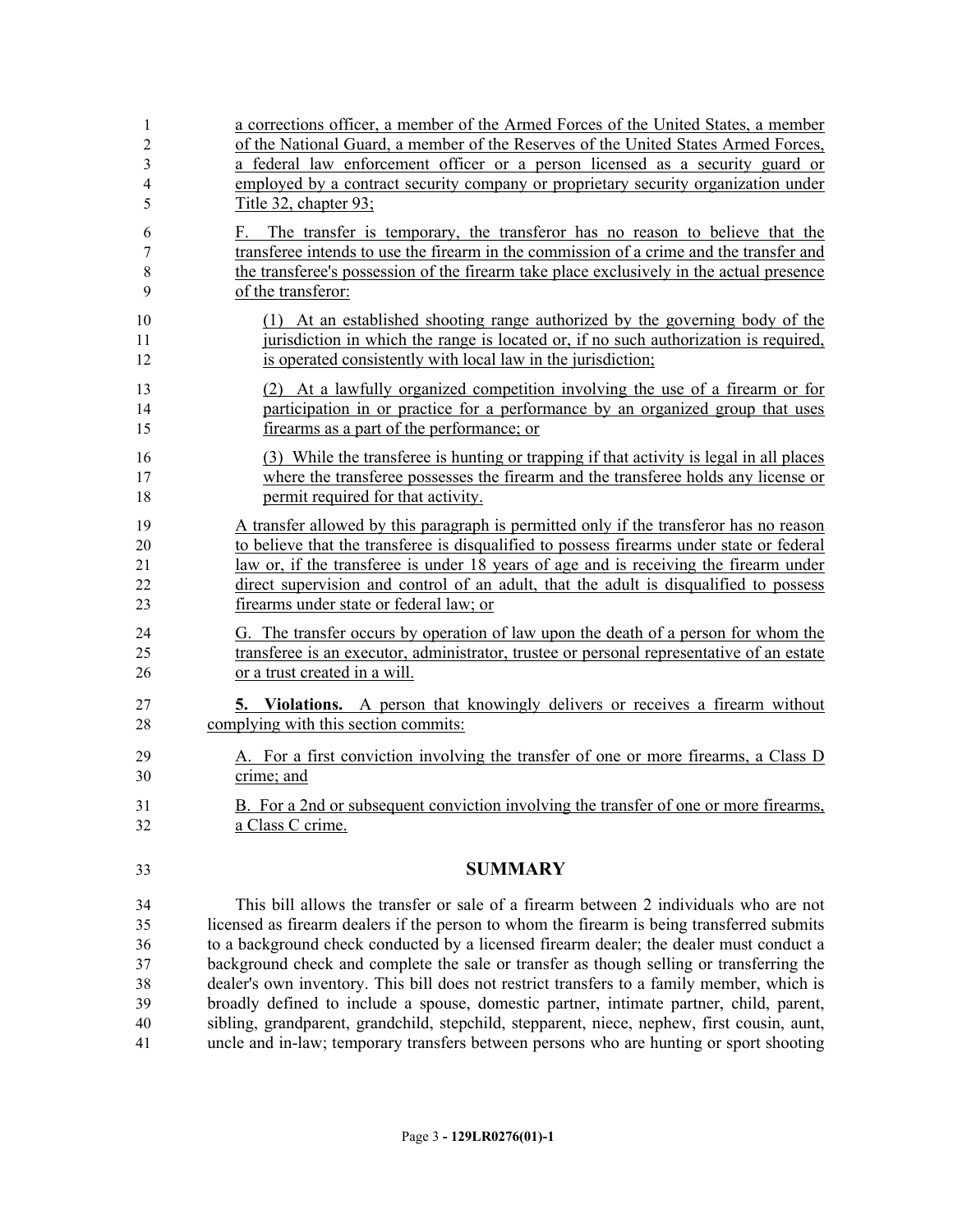a corrections officer, a member of the Armed Forces of the United States, a member of the National Guard, a member of the Reserves of the United States Armed Forces, a federal law enforcement officer or a person licensed as a security guard or employed by a contract security company or proprietary security organization under Title 32, chapter 93;

F. The transfer is temporary, the transferor has no reason to believe that the transferee intends to use the firearm in the commission of a crime and the transfer and the transferee's possession of the firearm take place exclusively in the actual presence of the transferor:

(1) At an established shooting range authorized by the governing body of the jurisdiction in which the range is located or, if no such authorization is required, is operated consistently with local law in the jurisdiction;

(2) At a lawfully organized competition involving the use of a firearm or for participation in or practice for a performance by an organized group that uses firearms as a part of the performance; or

(3) While the transferee is hunting or trapping if that activity is legal in all places where the transferee possesses the firearm and the transferee holds any license or permit required for that activity.

A transfer allowed by this paragraph is permitted only if the transferor has no reason to believe that the transferee is disqualified to possess firearms under state or federal law or, if the transferee is under 18 years of age and is receiving the firearm under direct supervision and control of an adult, that the adult is disqualified to possess firearms under state or federal law; or

G. The transfer occurs by operation of law upon the death of a person for whom the transferee is an executor, administrator, trustee or personal representative of an estate or a trust created in a will.

**5. Violations.** A person that knowingly delivers or receives a firearm without complying with this section commits:

A. For a first conviction involving the transfer of one or more firearms, a Class D crime; and

B. For a 2nd or subsequent conviction involving the transfer of one or more firearms, a Class C crime.

## SUMMARY

This bill allows the transfer or sale of a firearm between 2 individuals who are not licensed as firearm dealers if the person to whom the firearm is being transferred submits to a background check conducted by a licensed firearm dealer; the dealer must conduct a background check and complete the sale or transfer as though selling or transferring the dealer's own inventory. This bill does not restrict transfers to a family member, which is broadly defined to include a spouse, domestic partner, intimate partner, child, parent, sibling, grandparent, grandchild, stepchild, stepparent, niece, nephew, first cousin, aunt, uncle and in-law; temporary transfers between persons who are hunting or sport shooting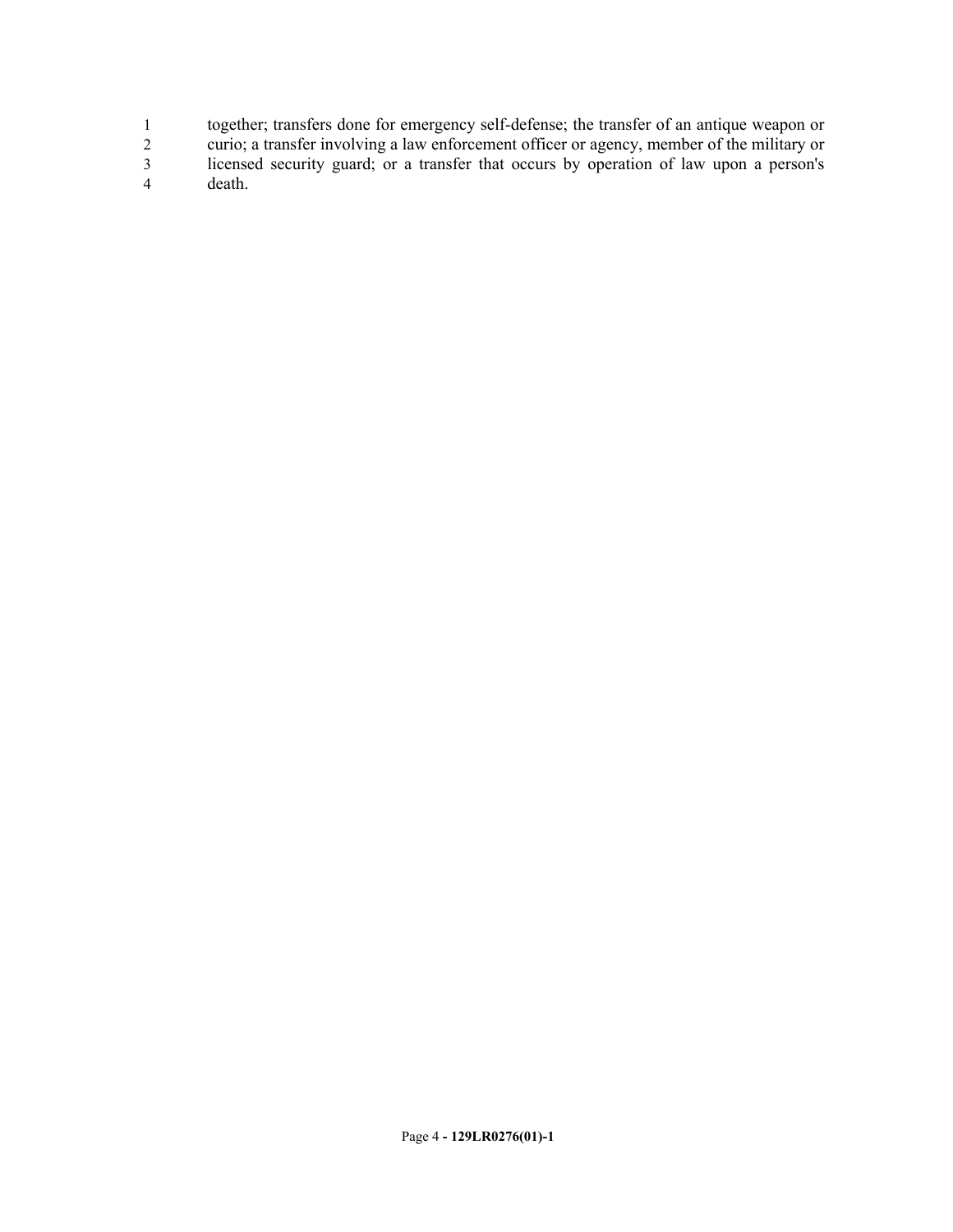together; transfers done for emergency self-defense; the transfer of an antique weapon or curio; a transfer involving a law enforcement officer or agency, member of the military or licensed security guard; or a transfer that occurs by operation of law upon a person's death.